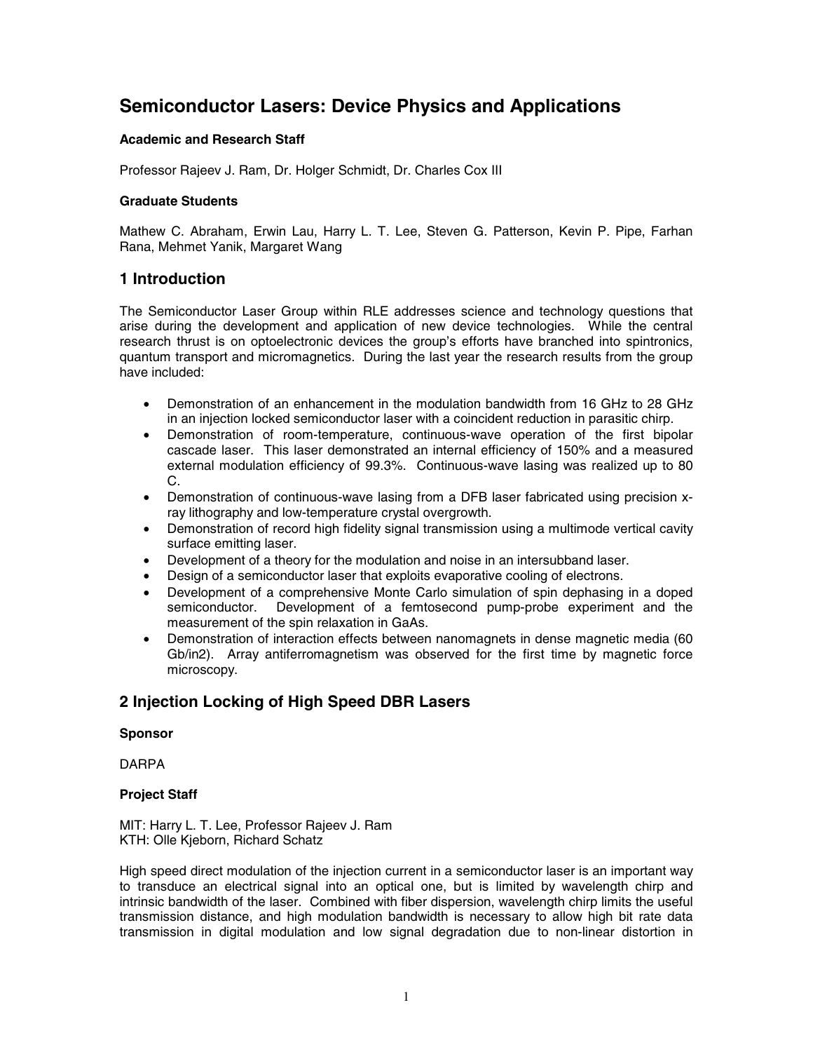# Semiconductor Lasers: Device Physics and Applications

**Academic and Research Staff**

Professor Rajeev J. Ram, Dr. Holger Schmidt, Dr. Charles Cox III

**Graduate Students**

Mathew C. Abraham, Erwin Lau, Harry L. T. Lee, Steven G. Patterson, Kevin P. Pipe, Farhan Rana, Mehmet Yanik, Margaret Wang

## 1 Introduction

The Semiconductor Laser Group within RLE addresses science and technology questions that arise during the development and application of new device technologies. While the central research thrust is on optoelectronic devices the group's efforts have branched into spintronics, quantum transport and micromagnetics. During the last year the research results from the group have included:

- Demonstration of an enhancement in the modulation bandwidth from 16 GHz to 28 GHz in an injection locked semiconductor laser with a coincident reduction in parasitic chirp.
- Demonstration of room-temperature, continuous-wave operation of the first bipolar cascade laser. This laser demonstrated an internal efficiency of 150% and a measured external modulation efficiency of 99.3%. Continuous-wave lasing was realized up to 80 C.
- Demonstration of continuous-wave lasing from a DFB laser fabricated using precision x-ray lithography and low-temperature crystal overgrowth.
- Demonstration of record high fidelity signal transmission using a multimode vertical cavity surface emitting laser.
- Development of a theory for the modulation and noise in an intersubband laser.
- Design of a semiconductor laser that exploits evaporative cooling of electrons.
- Development of a comprehensive Monte Carlo simulation of spin dephasing in a doped semiconductor. Development of a femtosecond pump-probe experiment and the measurement of the spin relaxation in GaAs.
- Demonstration of interaction effects between nanomagnets in dense magnetic media (60 Gb/in2). Array antiferromagnetism was observed for the first time by magnetic force microscopy.

## 2 Injection Locking of High Speed DBR Lasers

**Sponsor**

DARPA

**Project Staff**

MIT: Harry L. T. Lee, Professor Rajeev J. Ram
KTH: Olle Kjeborn, Richard Schatz

High speed direct modulation of the injection current in a semiconductor laser is an important way to transduce an electrical signal into an optical one, but is limited by wavelength chirp and intrinsic bandwidth of the laser. Combined with fiber dispersion, wavelength chirp limits the useful transmission distance, and high modulation bandwidth is necessary to allow high bit rate data transmission in digital modulation and low signal degradation due to non-linear distortion in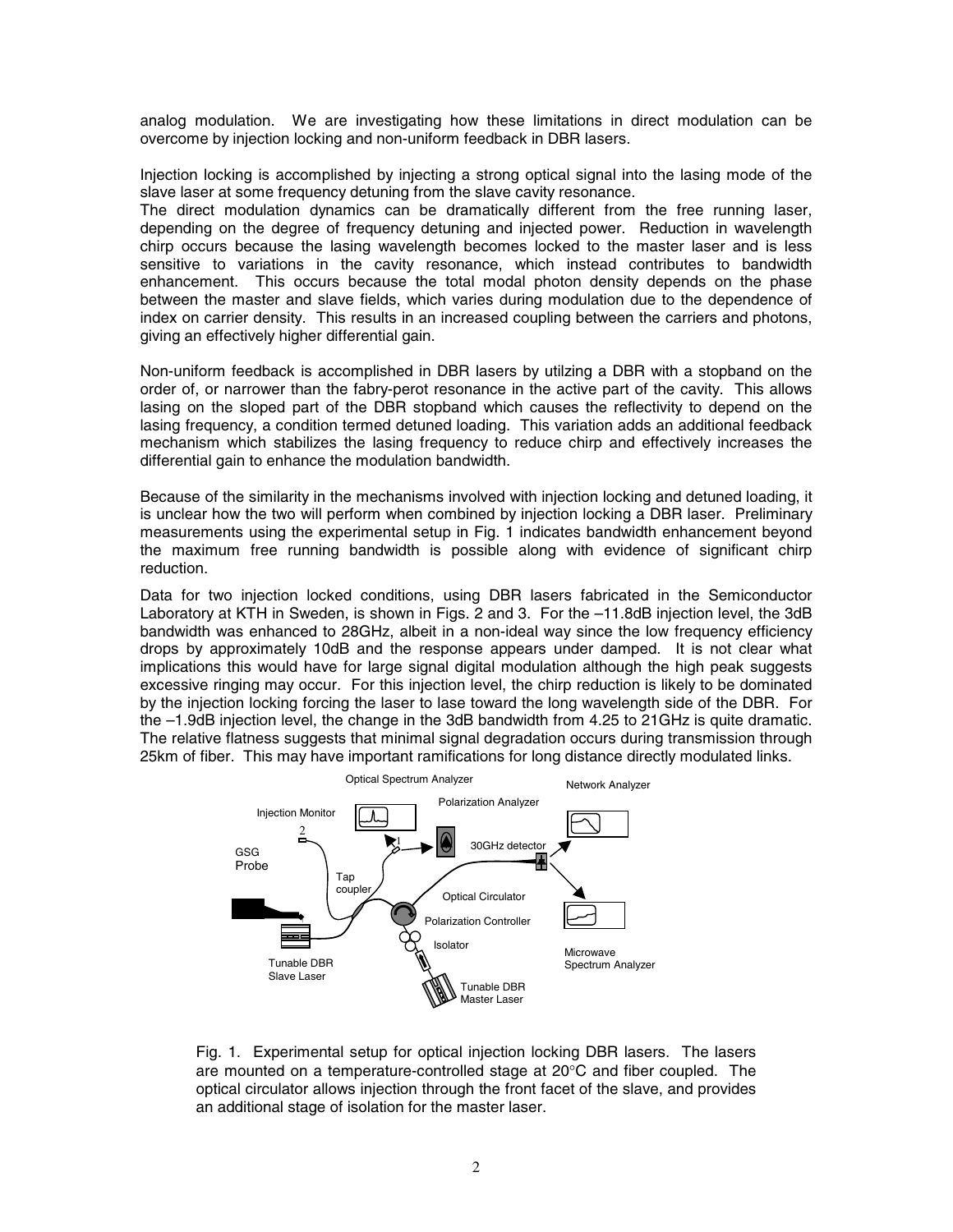analog modulation. We are investigating how these limitations in direct modulation can be overcome by injection locking and non-uniform feedback in DBR lasers.

Injection locking is accomplished by injecting a strong optical signal into the lasing mode of the slave laser at some frequency detuning from the slave cavity resonance.
The direct modulation dynamics can be dramatically different from the free running laser, depending on the degree of frequency detuning and injected power. Reduction in wavelength chirp occurs because the lasing wavelength becomes locked to the master laser and is less sensitive to variations in the cavity resonance, which instead contributes to bandwidth enhancement. This occurs because the total modal photon density depends on the phase between the master and slave fields, which varies during modulation due to the dependence of index on carrier density. This results in an increased coupling between the carriers and photons, giving an effectively higher differential gain.

Non-uniform feedback is accomplished in DBR lasers by utilzing a DBR with a stopband on the order of, or narrower than the fabry-perot resonance in the active part of the cavity. This allows lasing on the sloped part of the DBR stopband which causes the reflectivity to depend on the lasing frequency, a condition termed detuned loading. This variation adds an additional feedback mechanism which stabilizes the lasing frequency to reduce chirp and effectively increases the differential gain to enhance the modulation bandwidth.

Because of the similarity in the mechanisms involved with injection locking and detuned loading, it is unclear how the two will perform when combined by injection locking a DBR laser. Preliminary measurements using the experimental setup in Fig. 1 indicates bandwidth enhancement beyond the maximum free running bandwidth is possible along with evidence of significant chirp reduction.

Data for two injection locked conditions, using DBR lasers fabricated in the Semiconductor Laboratory at KTH in Sweden, is shown in Figs. 2 and 3. For the –11.8dB injection level, the 3dB bandwidth was enhanced to 28GHz, albeit in a non-ideal way since the low frequency efficiency drops by approximately 10dB and the response appears under damped. It is not clear what implications this would have for large signal digital modulation although the high peak suggests excessive ringing may occur. For this injection level, the chirp reduction is likely to be dominated by the injection locking forcing the laser to lase toward the long wavelength side of the DBR. For the –1.9dB injection level, the change in the 3dB bandwidth from 4.25 to 21GHz is quite dramatic. The relative flatness suggests that minimal signal degradation occurs during transmission through 25km of fiber. This may have important ramifications for long distance directly modulated links.

Optical Spectrum Analyzer | Network Analyzer | Polarization Analyzer | Injection Monitor | GSG Probe | Tap coupler | 30GHz detector | Optical Circulator | Polarization Controller | Isolator | Tunable DBR Slave Laser | Tunable DBR Master Laser | Microwave Spectrum Analyzer

Fig. 1. Experimental setup for optical injection locking DBR lasers. The lasers are mounted on a temperature-controlled stage at 20°C and fiber coupled. The optical circulator allows injection through the front facet of the slave, and provides an additional stage of isolation for the master laser.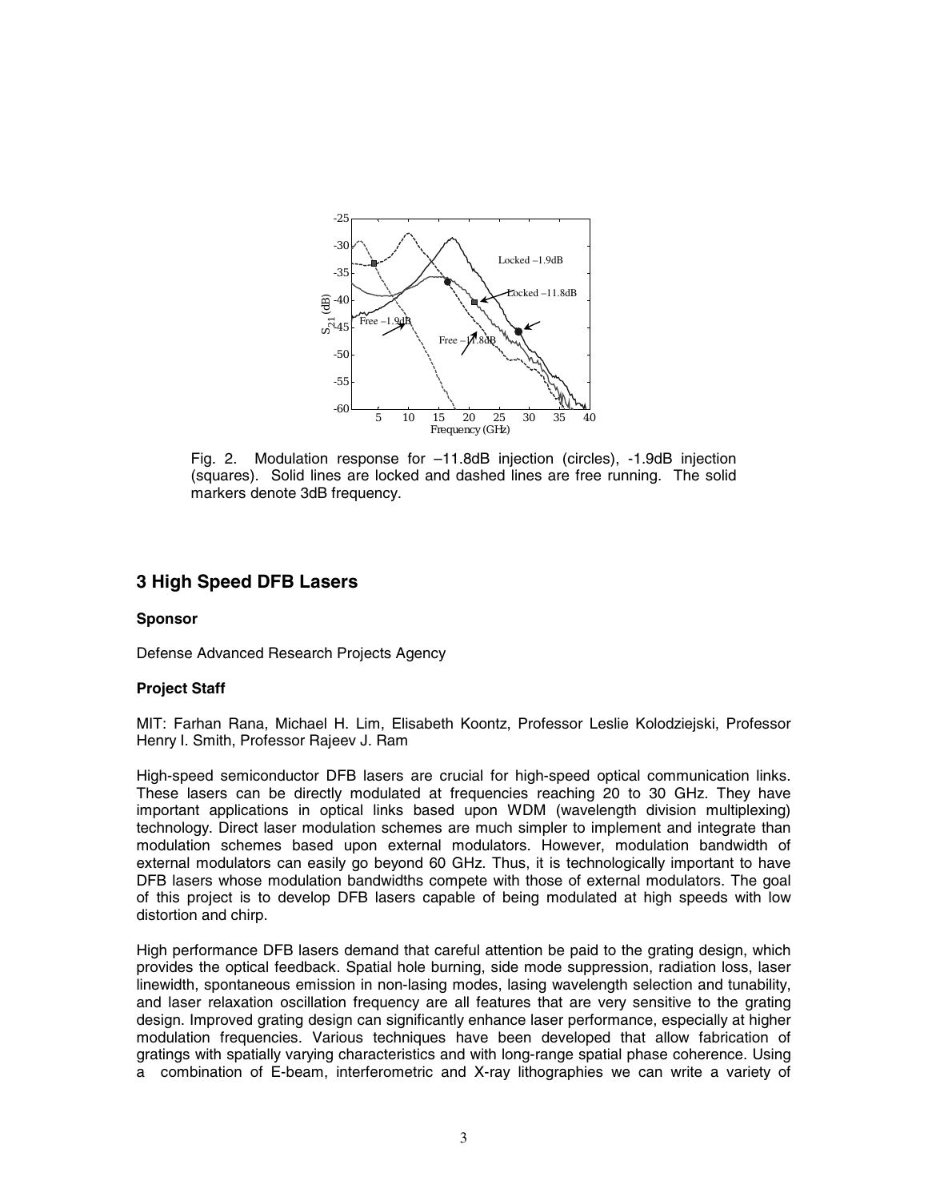Fig. 2. Modulation response for –11.8dB injection (circles), -1.9dB injection (squares). Solid lines are locked and dashed lines are free running. The solid markers denote 3dB frequency.

## 3 High Speed DFB Lasers

**Sponsor**

Defense Advanced Research Projects Agency

**Project Staff**

MIT: Farhan Rana, Michael H. Lim, Elisabeth Koontz, Professor Leslie Kolodziejski, Professor Henry I. Smith, Professor Rajeev J. Ram

High-speed semiconductor DFB lasers are crucial for high-speed optical communication links. These lasers can be directly modulated at frequencies reaching 20 to 30 GHz. They have important applications in optical links based upon WDM (wavelength division multiplexing) technology. Direct laser modulation schemes are much simpler to implement and integrate than modulation schemes based upon external modulators. However, modulation bandwidth of external modulators can easily go beyond 60 GHz. Thus, it is technologically important to have DFB lasers whose modulation bandwidths compete with those of external modulators. The goal of this project is to develop DFB lasers capable of being modulated at high speeds with low distortion and chirp.

High performance DFB lasers demand that careful attention be paid to the grating design, which provides the optical feedback. Spatial hole burning, side mode suppression, radiation loss, laser linewidth, spontaneous emission in non-lasing modes, lasing wavelength selection and tunability, and laser relaxation oscillation frequency are all features that are very sensitive to the grating design. Improved grating design can significantly enhance laser performance, especially at higher modulation frequencies. Various techniques have been developed that allow fabrication of gratings with spatially varying characteristics and with long-range spatial phase coherence. Using a combination of E-beam, interferometric and X-ray lithographies we can write a variety of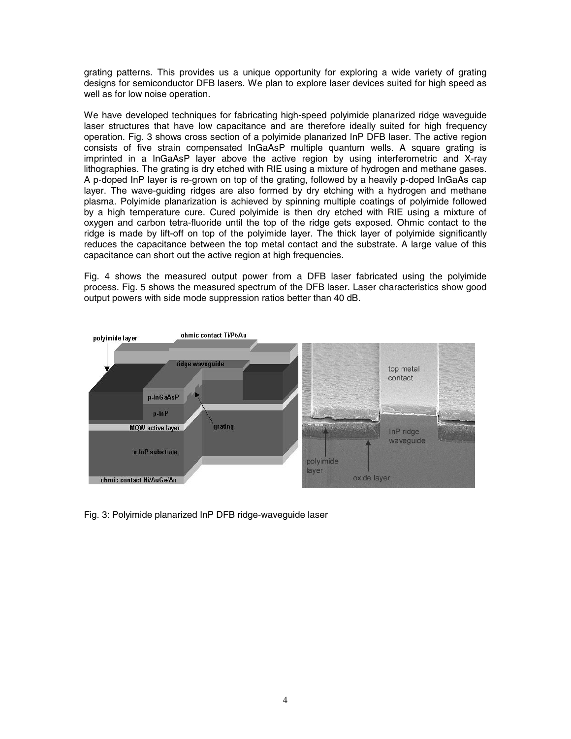grating patterns. This provides us a unique opportunity for exploring a wide variety of grating designs for semiconductor DFB lasers. We plan to explore laser devices suited for high speed as well as for low noise operation.

We have developed techniques for fabricating high-speed polyimide planarized ridge waveguide laser structures that have low capacitance and are therefore ideally suited for high frequency operation. Fig. 3 shows cross section of a polyimide planarized InP DFB laser. The active region consists of five strain compensated InGaAsP multiple quantum wells. A square grating is imprinted in a InGaAsP layer above the active region by using interferometric and X-ray lithographies. The grating is dry etched with RIE using a mixture of hydrogen and methane gases. A p-doped InP layer is re-grown on top of the grating, followed by a heavily p-doped InGaAs cap layer. The wave-guiding ridges are also formed by dry etching with a hydrogen and methane plasma. Polyimide planarization is achieved by spinning multiple coatings of polyimide followed by a high temperature cure. Cured polyimide is then dry etched with RIE using a mixture of oxygen and carbon tetra-fluoride until the top of the ridge gets exposed. Ohmic contact to the ridge is made by lift-off on top of the polyimide layer. The thick layer of polyimide significantly reduces the capacitance between the top metal contact and the substrate. A large value of this capacitance can short out the active region at high frequencies.

Fig. 4 shows the measured output power from a DFB laser fabricated using the polyimide process. Fig. 5 shows the measured spectrum of the DFB laser. Laser characteristics show good output powers with side mode suppression ratios better than 40 dB.

Fig. 3: Polyimide planarized InP DFB ridge-waveguide laser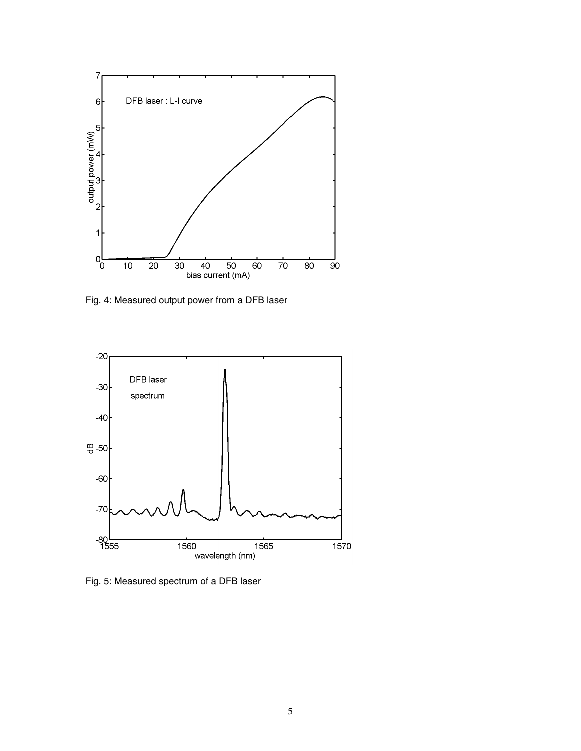Fig. 4: Measured output power from a DFB laser

Fig. 5: Measured spectrum of a DFB laser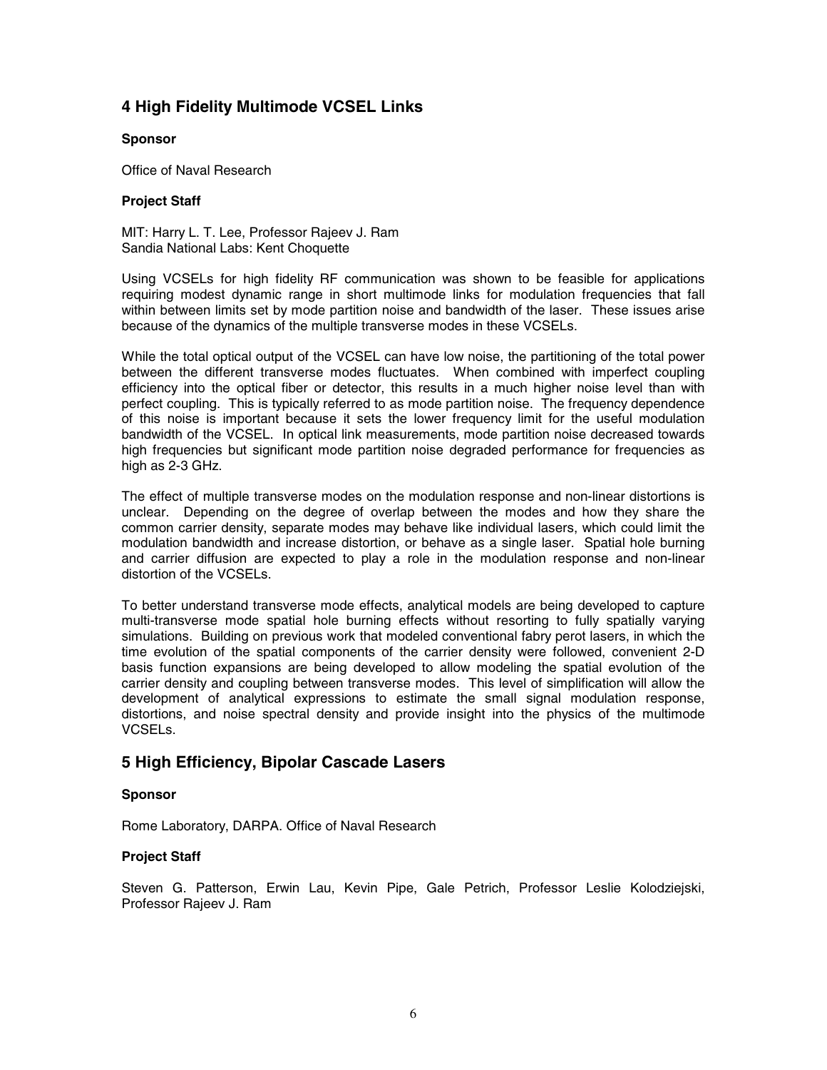## 4 High Fidelity Multimode VCSEL Links

**Sponsor**

Office of Naval Research

**Project Staff**

MIT: Harry L. T. Lee, Professor Rajeev J. Ram
Sandia National Labs: Kent Choquette

Using VCSELs for high fidelity RF communication was shown to be feasible for applications requiring modest dynamic range in short multimode links for modulation frequencies that fall within between limits set by mode partition noise and bandwidth of the laser. These issues arise because of the dynamics of the multiple transverse modes in these VCSELs.

While the total optical output of the VCSEL can have low noise, the partitioning of the total power between the different transverse modes fluctuates. When combined with imperfect coupling efficiency into the optical fiber or detector, this results in a much higher noise level than with perfect coupling. This is typically referred to as mode partition noise. The frequency dependence of this noise is important because it sets the lower frequency limit for the useful modulation bandwidth of the VCSEL. In optical link measurements, mode partition noise decreased towards high frequencies but significant mode partition noise degraded performance for frequencies as high as 2-3 GHz.

The effect of multiple transverse modes on the modulation response and non-linear distortions is unclear. Depending on the degree of overlap between the modes and how they share the common carrier density, separate modes may behave like individual lasers, which could limit the modulation bandwidth and increase distortion, or behave as a single laser. Spatial hole burning and carrier diffusion are expected to play a role in the modulation response and non-linear distortion of the VCSELs.

To better understand transverse mode effects, analytical models are being developed to capture multi-transverse mode spatial hole burning effects without resorting to fully spatially varying simulations. Building on previous work that modeled conventional fabry perot lasers, in which the time evolution of the spatial components of the carrier density were followed, convenient 2-D basis function expansions are being developed to allow modeling the spatial evolution of the carrier density and coupling between transverse modes. This level of simplification will allow the development of analytical expressions to estimate the small signal modulation response, distortions, and noise spectral density and provide insight into the physics of the multimode VCSELs.

## 5 High Efficiency, Bipolar Cascade Lasers

**Sponsor**

Rome Laboratory, DARPA. Office of Naval Research

**Project Staff**

Steven G. Patterson, Erwin Lau, Kevin Pipe, Gale Petrich, Professor Leslie Kolodziejski, Professor Rajeev J. Ram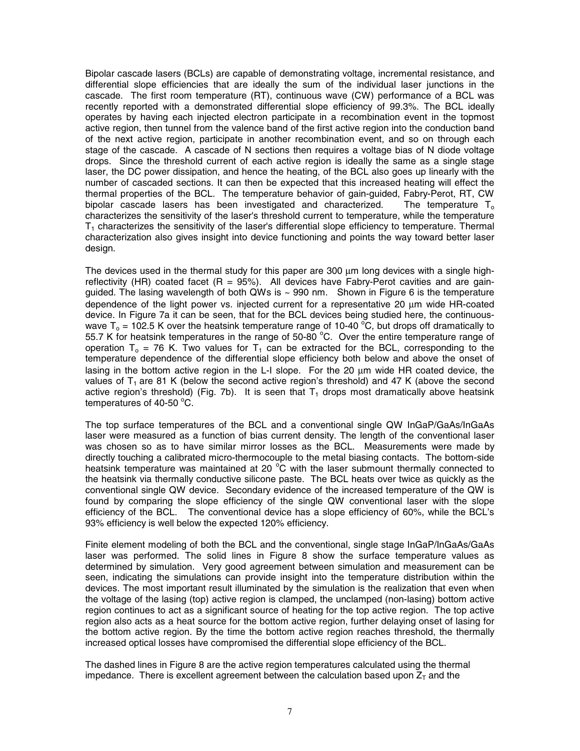Bipolar cascade lasers (BCLs) are capable of demonstrating voltage, incremental resistance, and differential slope efficiencies that are ideally the sum of the individual laser junctions in the cascade. The first room temperature (RT), continuous wave (CW) performance of a BCL was recently reported with a demonstrated differential slope efficiency of 99.3%. The BCL ideally operates by having each injected electron participate in a recombination event in the topmost active region, then tunnel from the valence band of the first active region into the conduction band of the next active region, participate in another recombination event, and so on through each stage of the cascade. A cascade of N sections then requires a voltage bias of N diode voltage drops. Since the threshold current of each active region is ideally the same as a single stage laser, the DC power dissipation, and hence the heating, of the BCL also goes up linearly with the number of cascaded sections. It can then be expected that this increased heating will effect the thermal properties of the BCL. The temperature behavior of gain-guided, Fabry-Perot, RT, CW bipolar cascade lasers has been investigated and characterized. The temperature $T_o$ characterizes the sensitivity of the laser's threshold current to temperature, while the temperature $T_1$ characterizes the sensitivity of the laser's differential slope efficiency to temperature. Thermal characterization also gives insight into device functioning and points the way toward better laser design.

The devices used in the thermal study for this paper are 300 μm long devices with a single high-reflectivity (HR) coated facet (R = 95%). All devices have Fabry-Perot cavities and are gain-guided. The lasing wavelength of both QWs is ~ 990 nm. Shown in Figure 6 is the temperature dependence of the light power vs. injected current for a representative 20 μm wide HR-coated device. In Figure 7a it can be seen, that for the BCL devices being studied here, the continuous-wave $T_o$ = 102.5 K over the heatsink temperature range of 10-40 °C, but drops off dramatically to 55.7 K for heatsink temperatures in the range of 50-80 °C. Over the entire temperature range of operation $T_o$ = 76 K. Two values for $T_1$ can be extracted for the BCL, corresponding to the temperature dependence of the differential slope efficiency both below and above the onset of lasing in the bottom active region in the L-I slope. For the 20 μm wide HR coated device, the values of $T_1$ are 81 K (below the second active region's threshold) and 47 K (above the second active region's threshold) (Fig. 7b). It is seen that $T_1$ drops most dramatically above heatsink temperatures of 40-50 °C.

The top surface temperatures of the BCL and a conventional single QW InGaP/GaAs/InGaAs laser were measured as a function of bias current density. The length of the conventional laser was chosen so as to have similar mirror losses as the BCL. Measurements were made by directly touching a calibrated micro-thermocouple to the metal biasing contacts. The bottom-side heatsink temperature was maintained at 20 °C with the laser submount thermally connected to the heatsink via thermally conductive silicone paste. The BCL heats over twice as quickly as the conventional single QW device. Secondary evidence of the increased temperature of the QW is found by comparing the slope efficiency of the single QW conventional laser with the slope efficiency of the BCL. The conventional device has a slope efficiency of 60%, while the BCL's 93% efficiency is well below the expected 120% efficiency.

Finite element modeling of both the BCL and the conventional, single stage InGaP/InGaAs/GaAs laser was performed. The solid lines in Figure 8 show the surface temperature values as determined by simulation. Very good agreement between simulation and measurement can be seen, indicating the simulations can provide insight into the temperature distribution within the devices. The most important result illuminated by the simulation is the realization that even when the voltage of the lasing (top) active region is clamped, the unclamped (non-lasing) bottom active region continues to act as a significant source of heating for the top active region. The top active region also acts as a heat source for the bottom active region, further delaying onset of lasing for the bottom active region. By the time the bottom active region reaches threshold, the thermally increased optical losses have compromised the differential slope efficiency of the BCL.

The dashed lines in Figure 8 are the active region temperatures calculated using the thermal impedance. There is excellent agreement between the calculation based upon $Z_T$ and the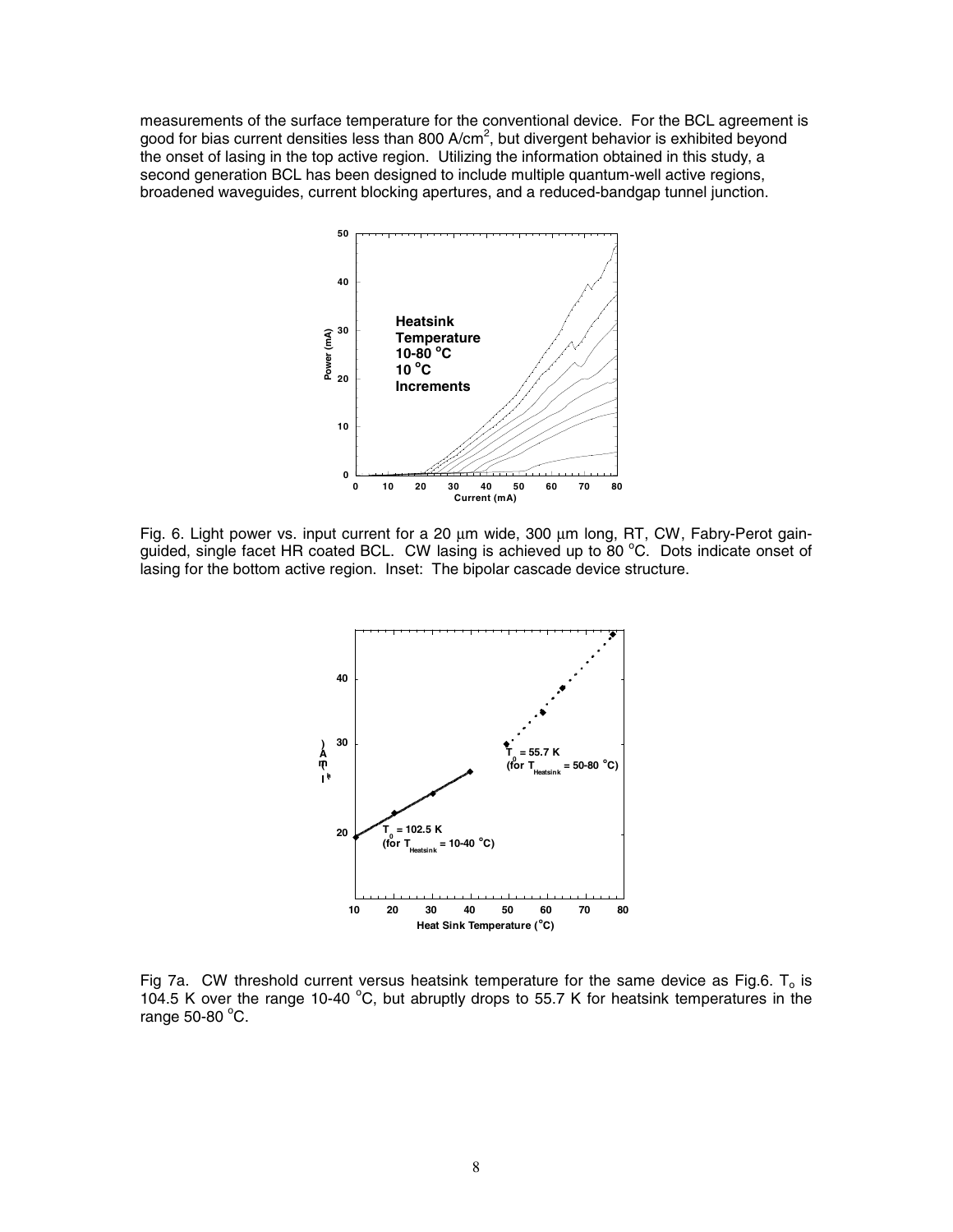measurements of the surface temperature for the conventional device. For the BCL agreement is good for bias current densities less than 800 A/cm$^2$, but divergent behavior is exhibited beyond the onset of lasing in the top active region. Utilizing the information obtained in this study, a second generation BCL has been designed to include multiple quantum-well active regions, broadened waveguides, current blocking apertures, and a reduced-bandgap tunnel junction.

Fig. 6. Light power vs. input current for a 20 µm wide, 300 µm long, RT, CW, Fabry-Perot gain-guided, single facet HR coated BCL. CW lasing is achieved up to 80 °C. Dots indicate onset of lasing for the bottom active region. Inset: The bipolar cascade device structure.

Fig 7a. CW threshold current versus heatsink temperature for the same device as Fig.6. $T_o$ is 104.5 K over the range 10-40 °C, but abruptly drops to 55.7 K for heatsink temperatures in the range 50-80 °C.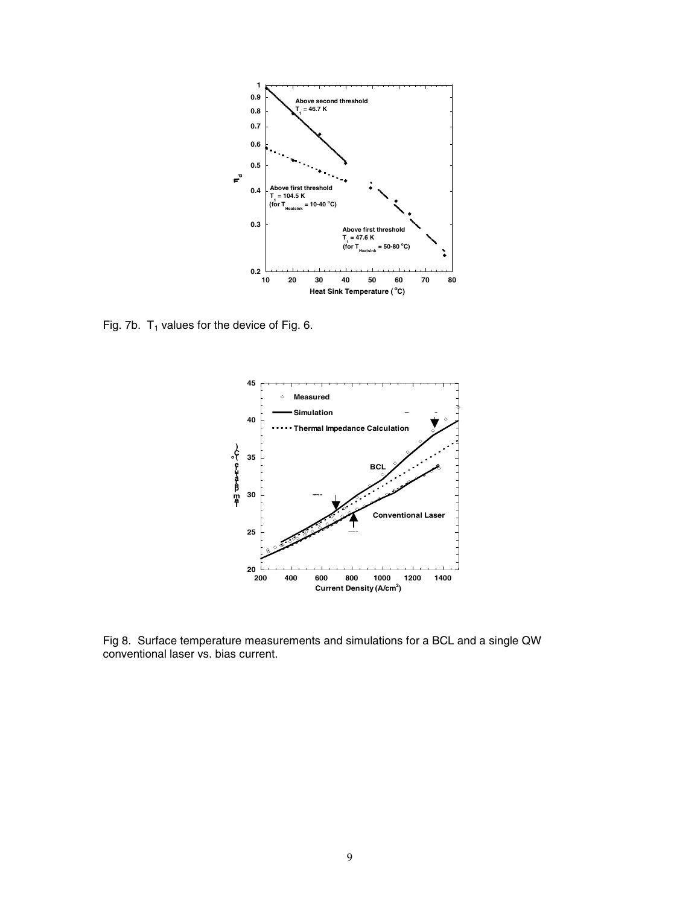Fig. 7b. $T_1$ values for the device of Fig. 6.

Fig 8. Surface temperature measurements and simulations for a BCL and a single QW conventional laser vs. bias current.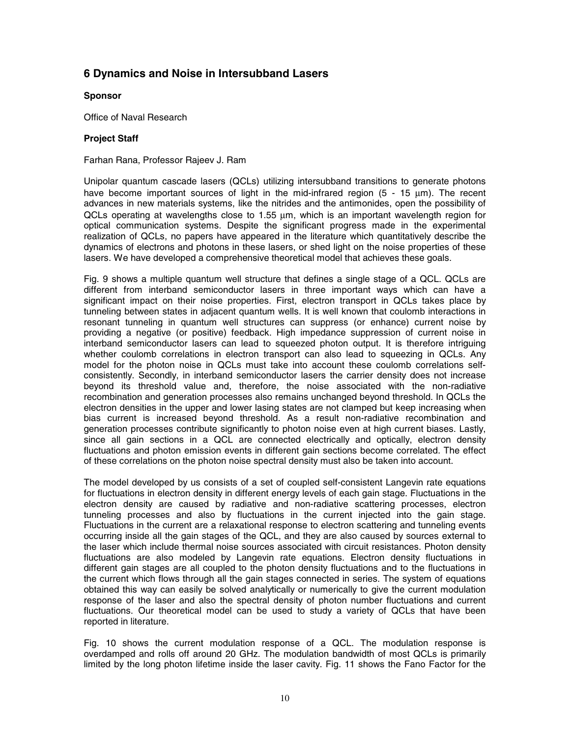## 6 Dynamics and Noise in Intersubband Lasers

**Sponsor**

Office of Naval Research

**Project Staff**

Farhan Rana, Professor Rajeev J. Ram

Unipolar quantum cascade lasers (QCLs) utilizing intersubband transitions to generate photons have become important sources of light in the mid-infrared region (5 - 15 μm). The recent advances in new materials systems, like the nitrides and the antimonides, open the possibility of QCLs operating at wavelengths close to 1.55 μm, which is an important wavelength region for optical communication systems. Despite the significant progress made in the experimental realization of QCLs, no papers have appeared in the literature which quantitatively describe the dynamics of electrons and photons in these lasers, or shed light on the noise properties of these lasers. We have developed a comprehensive theoretical model that achieves these goals.

Fig. 9 shows a multiple quantum well structure that defines a single stage of a QCL. QCLs are different from interband semiconductor lasers in three important ways which can have a significant impact on their noise properties. First, electron transport in QCLs takes place by tunneling between states in adjacent quantum wells. It is well known that coulomb interactions in resonant tunneling in quantum well structures can suppress (or enhance) current noise by providing a negative (or positive) feedback. High impedance suppression of current noise in interband semiconductor lasers can lead to squeezed photon output. It is therefore intriguing whether coulomb correlations in electron transport can also lead to squeezing in QCLs. Any model for the photon noise in QCLs must take into account these coulomb correlations self-consistently. Secondly, in interband semiconductor lasers the carrier density does not increase beyond its threshold value and, therefore, the noise associated with the non-radiative recombination and generation processes also remains unchanged beyond threshold. In QCLs the electron densities in the upper and lower lasing states are not clamped but keep increasing when bias current is increased beyond threshold. As a result non-radiative recombination and generation processes contribute significantly to photon noise even at high current biases. Lastly, since all gain sections in a QCL are connected electrically and optically, electron density fluctuations and photon emission events in different gain sections become correlated. The effect of these correlations on the photon noise spectral density must also be taken into account.

The model developed by us consists of a set of coupled self-consistent Langevin rate equations for fluctuations in electron density in different energy levels of each gain stage. Fluctuations in the electron density are caused by radiative and non-radiative scattering processes, electron tunneling processes and also by fluctuations in the current injected into the gain stage. Fluctuations in the current are a relaxational response to electron scattering and tunneling events occurring inside all the gain stages of the QCL, and they are also caused by sources external to the laser which include thermal noise sources associated with circuit resistances. Photon density fluctuations are also modeled by Langevin rate equations. Electron density fluctuations in different gain stages are all coupled to the photon density fluctuations and to the fluctuations in the current which flows through all the gain stages connected in series. The system of equations obtained this way can easily be solved analytically or numerically to give the current modulation response of the laser and also the spectral density of photon number fluctuations and current fluctuations. Our theoretical model can be used to study a variety of QCLs that have been reported in literature.

Fig. 10 shows the current modulation response of a QCL. The modulation response is overdamped and rolls off around 20 GHz. The modulation bandwidth of most QCLs is primarily limited by the long photon lifetime inside the laser cavity. Fig. 11 shows the Fano Factor for the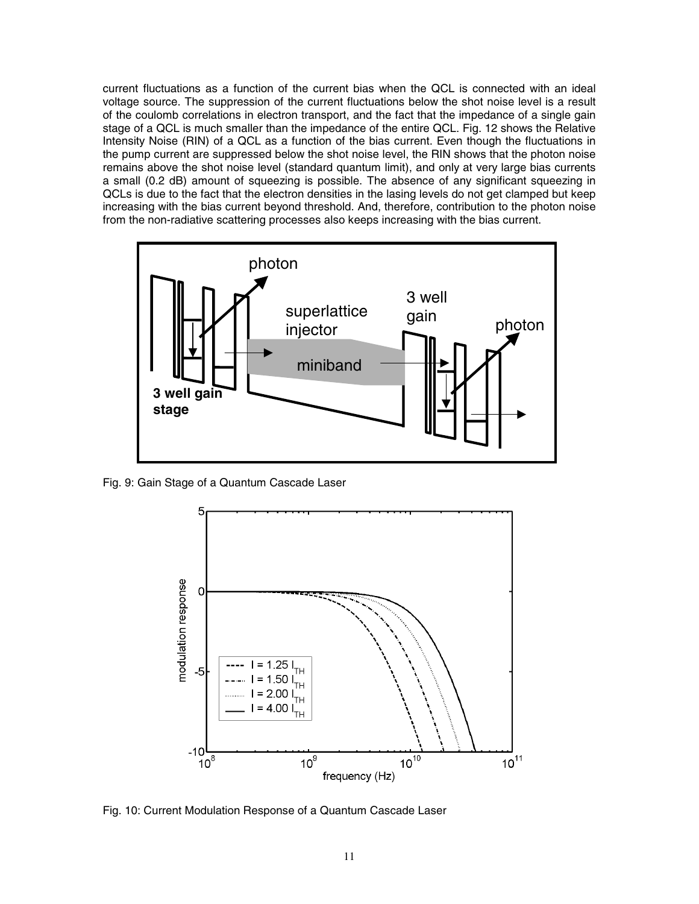current fluctuations as a function of the current bias when the QCL is connected with an ideal voltage source. The suppression of the current fluctuations below the shot noise level is a result of the coulomb correlations in electron transport, and the fact that the impedance of a single gain stage of a QCL is much smaller than the impedance of the entire QCL. Fig. 12 shows the Relative Intensity Noise (RIN) of a QCL as a function of the bias current. Even though the fluctuations in the pump current are suppressed below the shot noise level, the RIN shows that the photon noise remains above the shot noise level (standard quantum limit), and only at very large bias currents a small (0.2 dB) amount of squeezing is possible. The absence of any significant squeezing in QCLs is due to the fact that the electron densities in the lasing levels do not get clamped but keep increasing with the bias current beyond threshold. And, therefore, contribution to the photon noise from the non-radiative scattering processes also keeps increasing with the bias current.

Fig. 9: Gain Stage of a Quantum Cascade Laser

Fig. 10: Current Modulation Response of a Quantum Cascade Laser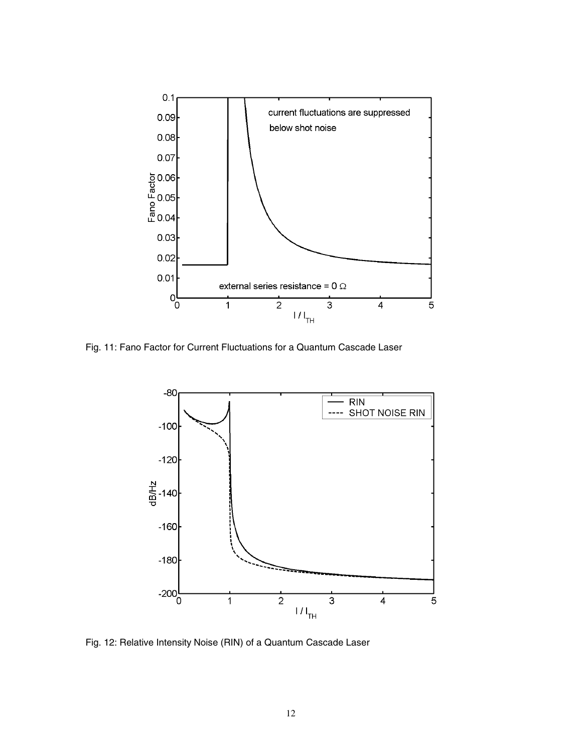Fig. 11: Fano Factor for Current Fluctuations for a Quantum Cascade Laser

Fig. 12: Relative Intensity Noise (RIN) of a Quantum Cascade Laser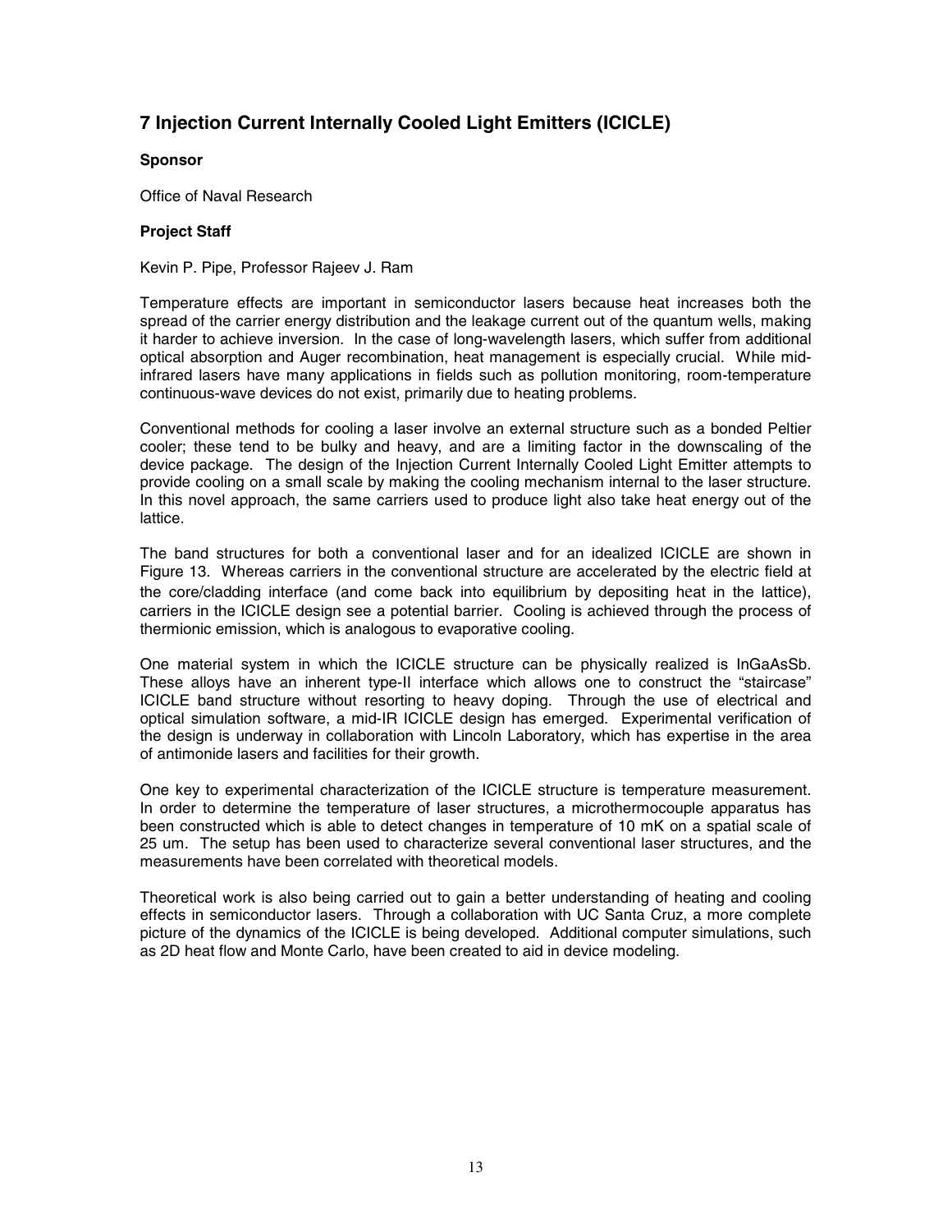## 7 Injection Current Internally Cooled Light Emitters (ICICLE)

**Sponsor**

Office of Naval Research

**Project Staff**

Kevin P. Pipe, Professor Rajeev J. Ram

Temperature effects are important in semiconductor lasers because heat increases both the spread of the carrier energy distribution and the leakage current out of the quantum wells, making it harder to achieve inversion. In the case of long-wavelength lasers, which suffer from additional optical absorption and Auger recombination, heat management is especially crucial. While mid-infrared lasers have many applications in fields such as pollution monitoring, room-temperature continuous-wave devices do not exist, primarily due to heating problems.

Conventional methods for cooling a laser involve an external structure such as a bonded Peltier cooler; these tend to be bulky and heavy, and are a limiting factor in the downscaling of the device package. The design of the Injection Current Internally Cooled Light Emitter attempts to provide cooling on a small scale by making the cooling mechanism internal to the laser structure. In this novel approach, the same carriers used to produce light also take heat energy out of the lattice.

The band structures for both a conventional laser and for an idealized ICICLE are shown in Figure 13. Whereas carriers in the conventional structure are accelerated by the electric field at the core/cladding interface (and come back into equilibrium by depositing heat in the lattice), carriers in the ICICLE design see a potential barrier. Cooling is achieved through the process of thermionic emission, which is analogous to evaporative cooling.

One material system in which the ICICLE structure can be physically realized is InGaAsSb. These alloys have an inherent type-II interface which allows one to construct the "staircase" ICICLE band structure without resorting to heavy doping. Through the use of electrical and optical simulation software, a mid-IR ICICLE design has emerged. Experimental verification of the design is underway in collaboration with Lincoln Laboratory, which has expertise in the area of antimonide lasers and facilities for their growth.

One key to experimental characterization of the ICICLE structure is temperature measurement. In order to determine the temperature of laser structures, a microthermocouple apparatus has been constructed which is able to detect changes in temperature of 10 mK on a spatial scale of 25 um. The setup has been used to characterize several conventional laser structures, and the measurements have been correlated with theoretical models.

Theoretical work is also being carried out to gain a better understanding of heating and cooling effects in semiconductor lasers. Through a collaboration with UC Santa Cruz, a more complete picture of the dynamics of the ICICLE is being developed. Additional computer simulations, such as 2D heat flow and Monte Carlo, have been created to aid in device modeling.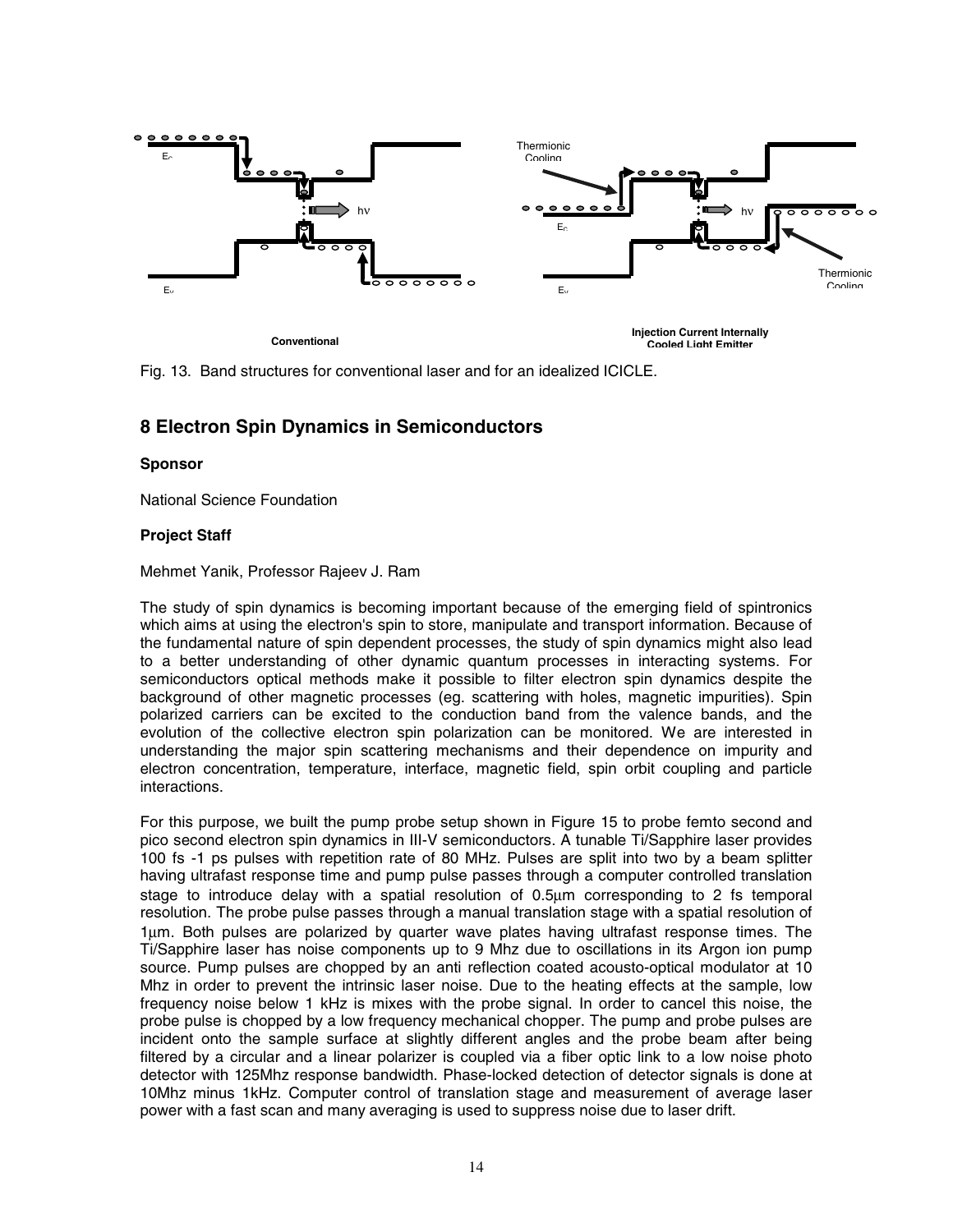Fig. 13. Band structures for conventional laser and for an idealized ICICLE.

## 8 Electron Spin Dynamics in Semiconductors

**Sponsor**

National Science Foundation

**Project Staff**

Mehmet Yanik, Professor Rajeev J. Ram

The study of spin dynamics is becoming important because of the emerging field of spintronics which aims at using the electron's spin to store, manipulate and transport information. Because of the fundamental nature of spin dependent processes, the study of spin dynamics might also lead to a better understanding of other dynamic quantum processes in interacting systems. For semiconductors optical methods make it possible to filter electron spin dynamics despite the background of other magnetic processes (eg. scattering with holes, magnetic impurities). Spin polarized carriers can be excited to the conduction band from the valence bands, and the evolution of the collective electron spin polarization can be monitored. We are interested in understanding the major spin scattering mechanisms and their dependence on impurity and electron concentration, temperature, interface, magnetic field, spin orbit coupling and particle interactions.

For this purpose, we built the pump probe setup shown in Figure 15 to probe femto second and pico second electron spin dynamics in III-V semiconductors. A tunable Ti/Sapphire laser provides 100 fs -1 ps pulses with repetition rate of 80 MHz. Pulses are split into two by a beam splitter having ultrafast response time and pump pulse passes through a computer controlled translation stage to introduce delay with a spatial resolution of 0.5μm corresponding to 2 fs temporal resolution. The probe pulse passes through a manual translation stage with a spatial resolution of 1μm. Both pulses are polarized by quarter wave plates having ultrafast response times. The Ti/Sapphire laser has noise components up to 9 Mhz due to oscillations in its Argon ion pump source. Pump pulses are chopped by an anti reflection coated acousto-optical modulator at 10 Mhz in order to prevent the intrinsic laser noise. Due to the heating effects at the sample, low frequency noise below 1 kHz is mixes with the probe signal. In order to cancel this noise, the probe pulse is chopped by a low frequency mechanical chopper. The pump and probe pulses are incident onto the sample surface at slightly different angles and the probe beam after being filtered by a circular and a linear polarizer is coupled via a fiber optic link to a low noise photo detector with 125Mhz response bandwidth. Phase-locked detection of detector signals is done at 10Mhz minus 1kHz. Computer control of translation stage and measurement of average laser power with a fast scan and many averaging is used to suppress noise due to laser drift.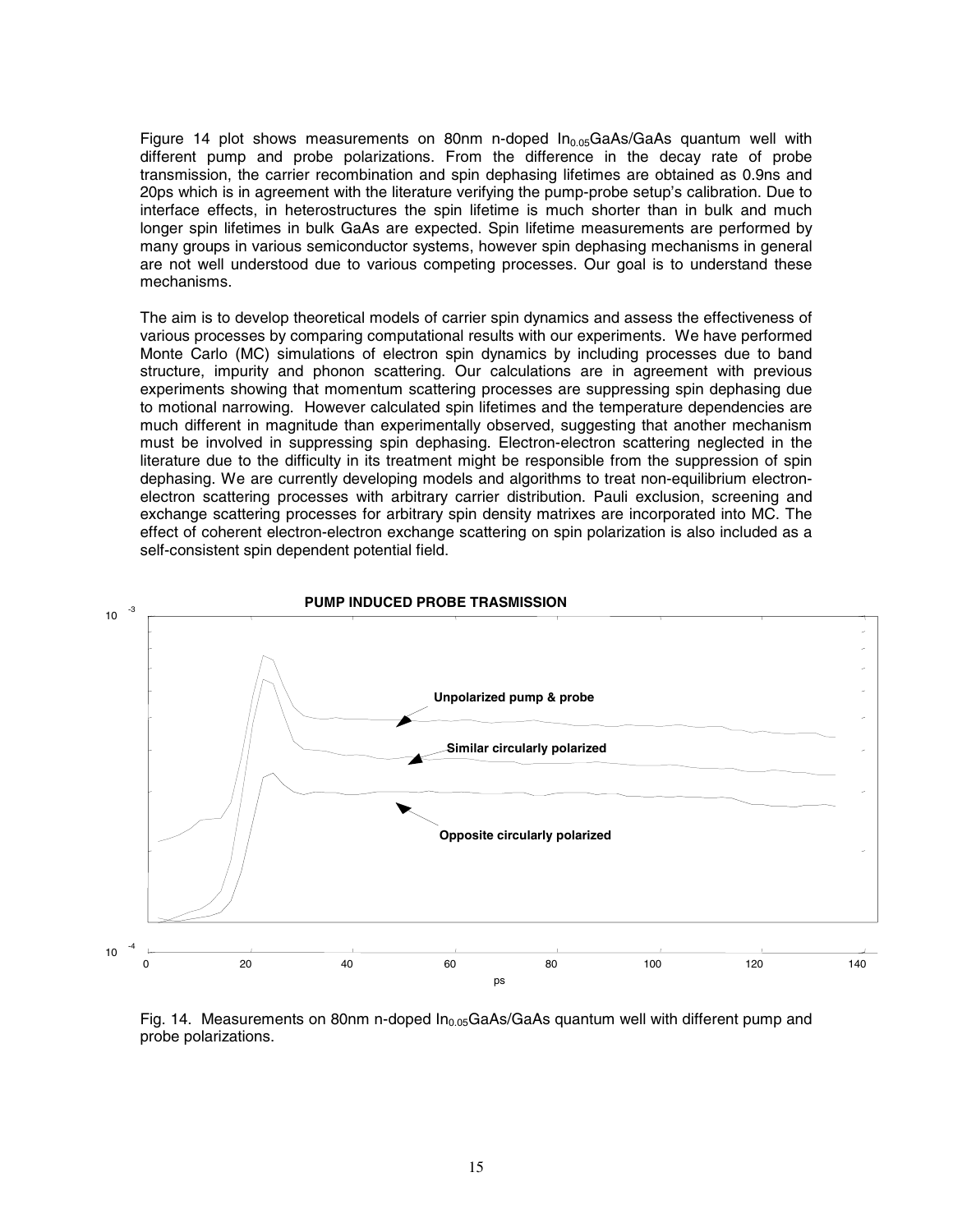Figure 14 plot shows measurements on 80nm n-doped $In_{0.05}GaAs/GaAs$ quantum well with different pump and probe polarizations. From the difference in the decay rate of probe transmission, the carrier recombination and spin dephasing lifetimes are obtained as 0.9ns and 20ps which is in agreement with the literature verifying the pump-probe setup's calibration. Due to interface effects, in heterostructures the spin lifetime is much shorter than in bulk and much longer spin lifetimes in bulk GaAs are expected. Spin lifetime measurements are performed by many groups in various semiconductor systems, however spin dephasing mechanisms in general are not well understood due to various competing processes. Our goal is to understand these mechanisms.

The aim is to develop theoretical models of carrier spin dynamics and assess the effectiveness of various processes by comparing computational results with our experiments. We have performed Monte Carlo (MC) simulations of electron spin dynamics by including processes due to band structure, impurity and phonon scattering. Our calculations are in agreement with previous experiments showing that momentum scattering processes are suppressing spin dephasing due to motional narrowing. However calculated spin lifetimes and the temperature dependencies are much different in magnitude than experimentally observed, suggesting that another mechanism must be involved in suppressing spin dephasing. Electron-electron scattering neglected in the literature due to the difficulty in its treatment might be responsible from the suppression of spin dephasing. We are currently developing models and algorithms to treat non-equilibrium electron-electron scattering processes with arbitrary carrier distribution. Pauli exclusion, screening and exchange scattering processes for arbitrary spin density matrixes are incorporated into MC. The effect of coherent electron-electron exchange scattering on spin polarization is also included as a self-consistent spin dependent potential field.

Fig. 14. Measurements on 80nm n-doped $In_{0.05}GaAs/GaAs$ quantum well with different pump and probe polarizations.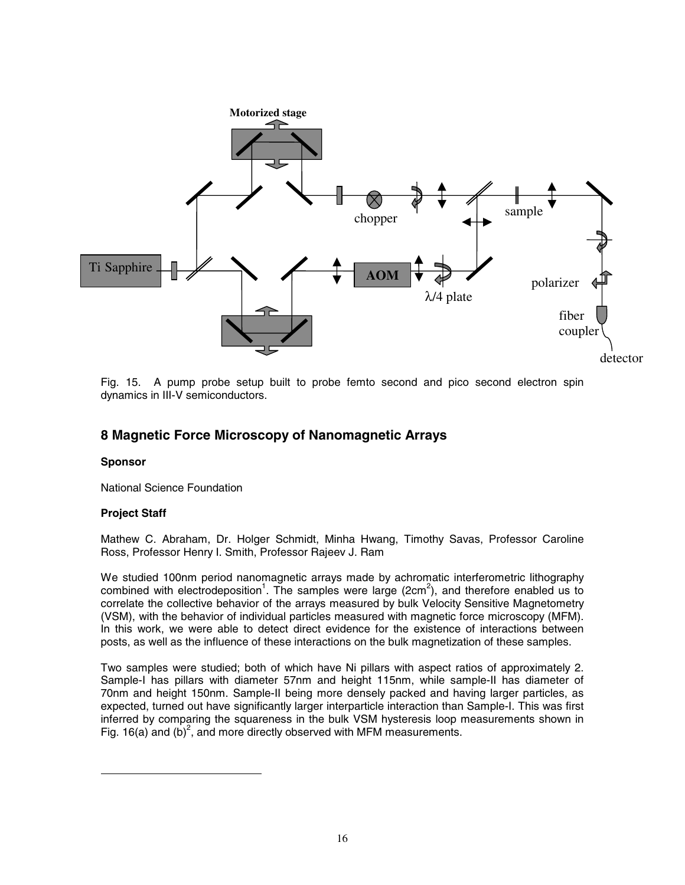Fig. 15. A pump probe setup built to probe femto second and pico second electron spin dynamics in III-V semiconductors.

## 8 Magnetic Force Microscopy of Nanomagnetic Arrays

**Sponsor**

National Science Foundation

**Project Staff**

Mathew C. Abraham, Dr. Holger Schmidt, Minha Hwang, Timothy Savas, Professor Caroline Ross, Professor Henry I. Smith, Professor Rajeev J. Ram

We studied 100nm period nanomagnetic arrays made by achromatic interferometric lithography combined with electrodeposition[1]. The samples were large ($2cm^2$), and therefore enabled us to correlate the collective behavior of the arrays measured by bulk Velocity Sensitive Magnetometry (VSM), with the behavior of individual particles measured with magnetic force microscopy (MFM). In this work, we were able to detect direct evidence for the existence of interactions between posts, as well as the influence of these interactions on the bulk magnetization of these samples.

Two samples were studied; both of which have Ni pillars with aspect ratios of approximately 2. Sample-I has pillars with diameter 57nm and height 115nm, while sample-II has diameter of 70nm and height 150nm. Sample-II being more densely packed and having larger particles, as expected, turned out have significantly larger interparticle interaction than Sample-I. This was first inferred by comparing the squareness in the bulk VSM hysteresis loop measurements shown in Fig. 16(a) and (b)[2], and more directly observed with MFM measurements.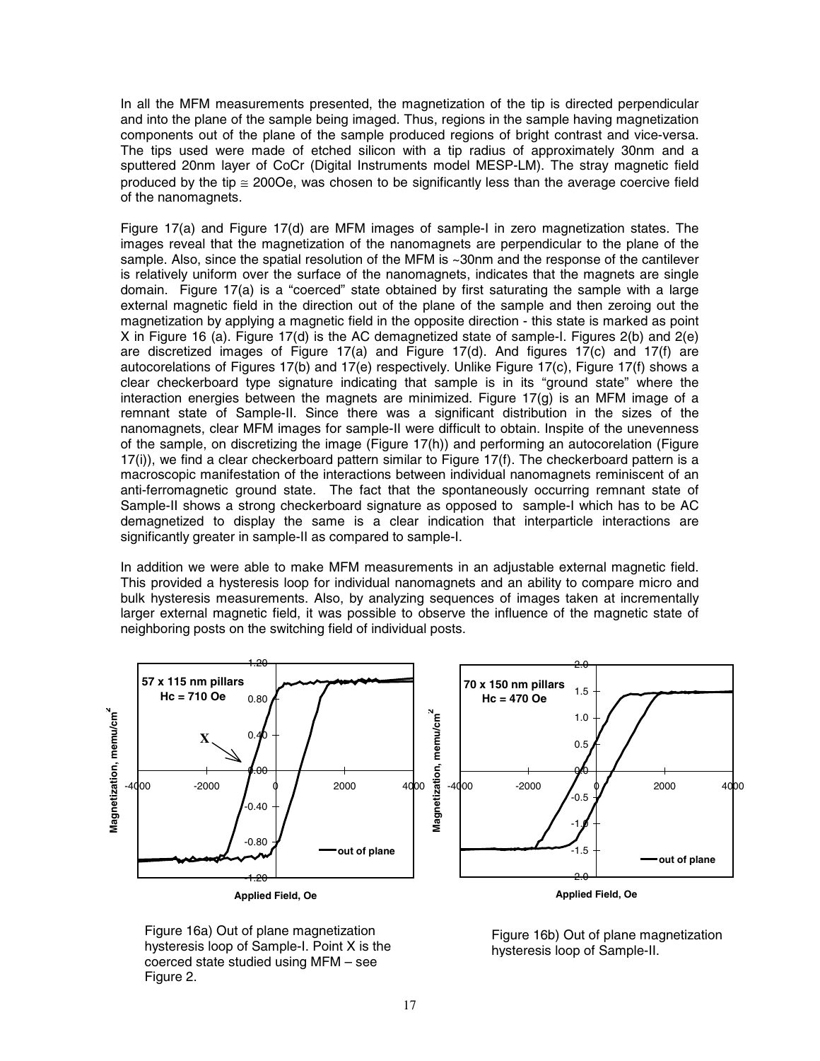In all the MFM measurements presented, the magnetization of the tip is directed perpendicular and into the plane of the sample being imaged. Thus, regions in the sample having magnetization components out of the plane of the sample produced regions of bright contrast and vice-versa. The tips used were made of etched silicon with a tip radius of approximately 30nm and a sputtered 20nm layer of CoCr (Digital Instruments model MESP-LM). The stray magnetic field produced by the tip ≅ 200Oe, was chosen to be significantly less than the average coercive field of the nanomagnets.

Figure 17(a) and Figure 17(d) are MFM images of sample-I in zero magnetization states. The images reveal that the magnetization of the nanomagnets are perpendicular to the plane of the sample. Also, since the spatial resolution of the MFM is ~30nm and the response of the cantilever is relatively uniform over the surface of the nanomagnets, indicates that the magnets are single domain. Figure 17(a) is a "coerced" state obtained by first saturating the sample with a large external magnetic field in the direction out of the plane of the sample and then zeroing out the magnetization by applying a magnetic field in the opposite direction - this state is marked as point X in Figure 16 (a). Figure 17(d) is the AC demagnetized state of sample-I. Figures 2(b) and 2(e) are discretized images of Figure 17(a) and Figure 17(d). And figures 17(c) and 17(f) are autocorelations of Figures 17(b) and 17(e) respectively. Unlike Figure 17(c), Figure 17(f) shows a clear checkerboard type signature indicating that sample is in its "ground state" where the interaction energies between the magnets are minimized. Figure 17(g) is an MFM image of a remnant state of Sample-II. Since there was a significant distribution in the sizes of the nanomagnets, clear MFM images for sample-II were difficult to obtain. Inspite of the unevenness of the sample, on discretizing the image (Figure 17(h)) and performing an autocorelation (Figure 17(i)), we find a clear checkerboard pattern similar to Figure 17(f). The checkerboard pattern is a macroscopic manifestation of the interactions between individual nanomagnets reminiscent of an anti-ferromagnetic ground state. The fact that the spontaneously occurring remnant state of Sample-II shows a strong checkerboard signature as opposed to sample-I which has to be AC demagnetized to display the same is a clear indication that interparticle interactions are significantly greater in sample-II as compared to sample-I.

In addition we were able to make MFM measurements in an adjustable external magnetic field. This provided a hysteresis loop for individual nanomagnets and an ability to compare micro and bulk hysteresis measurements. Also, by analyzing sequences of images taken at incrementally larger external magnetic field, it was possible to observe the influence of the magnetic state of neighboring posts on the switching field of individual posts.

Figure 16a) Out of plane magnetization hysteresis loop of Sample-I. Point X is the coerced state studied using MFM – see Figure 2.

Figure 16b) Out of plane magnetization hysteresis loop of Sample-II.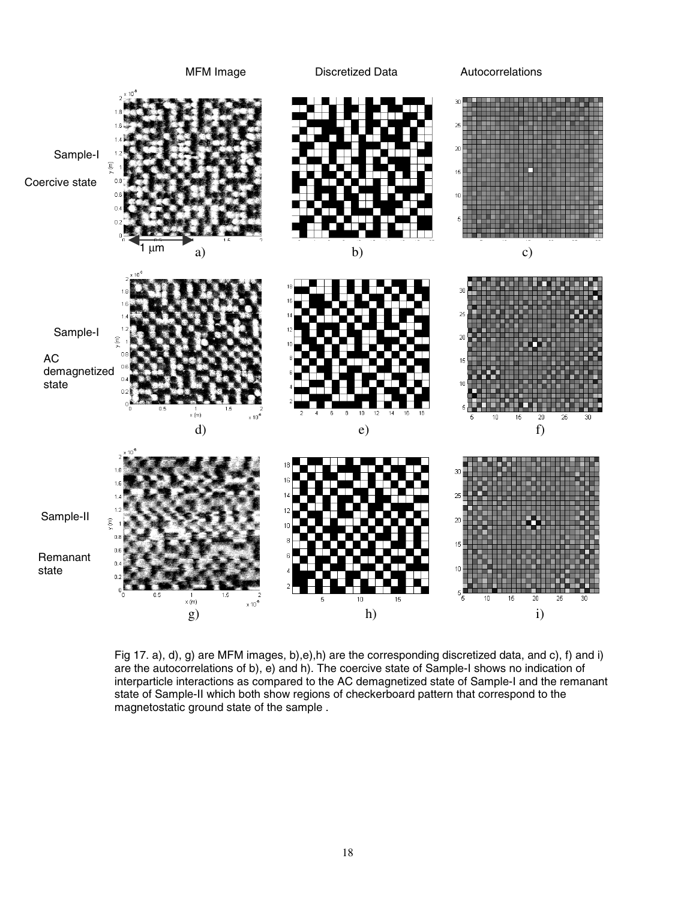MFM Image

Discretized Data

Autocorrelations

Sample-I

Coercive state

1 μm

a)

b)

c)

Sample-I

AC demagnetized state

d)

e)

f)

Sample-II

Remanant state

g)

h)

i)

Fig 17. a), d), g) are MFM images, b),e),h) are the corresponding discretized data, and c), f) and i) are the autocorrelations of b), e) and h). The coercive state of Sample-I shows no indication of interparticle interactions as compared to the AC demagnetized state of Sample-I and the remanant state of Sample-II which both show regions of checkerboard pattern that correspond to the magnetostatic ground state of the sample .